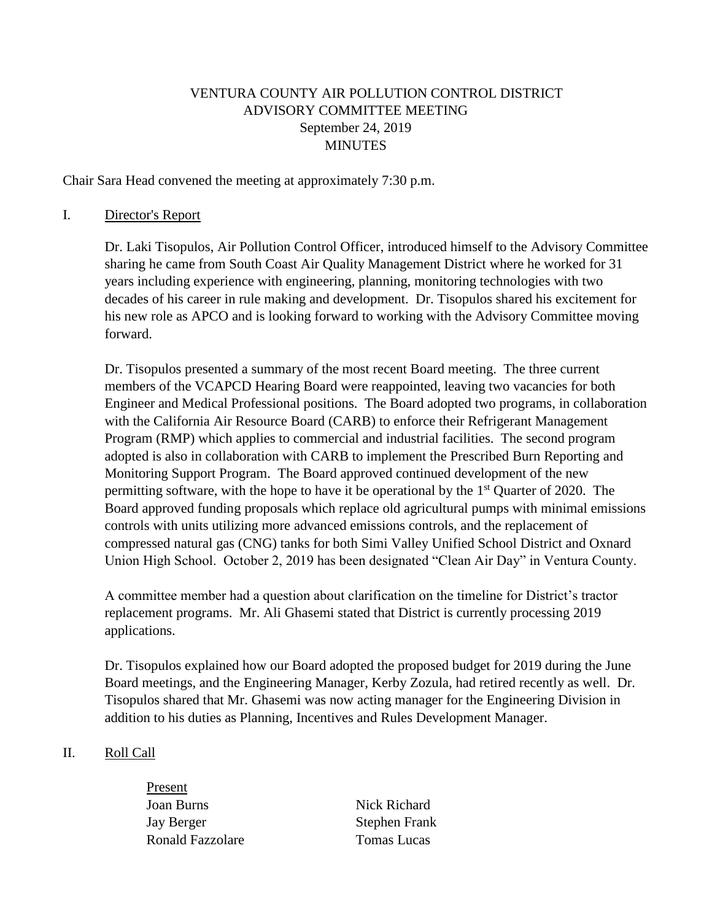# VENTURA COUNTY AIR POLLUTION CONTROL DISTRICT
## ADVISORY COMMITTEE MEETING
### September 24, 2019
### MINUTES

Chair Sara Head convened the meeting at approximately 7:30 p.m.

## I. Director's Report

Dr. Laki Tisopulos, Air Pollution Control Officer, introduced himself to the Advisory Committee sharing he came from South Coast Air Quality Management District where he worked for 31 years including experience with engineering, planning, monitoring technologies with two decades of his career in rule making and development. Dr. Tisopulos shared his excitement for his new role as APCO and is looking forward to working with the Advisory Committee moving forward.

Dr. Tisopulos presented a summary of the most recent Board meeting. The three current members of the VCAPCD Hearing Board were reappointed, leaving two vacancies for both Engineer and Medical Professional positions. The Board adopted two programs, in collaboration with the California Air Resource Board (CARB) to enforce their Refrigerant Management Program (RMP) which applies to commercial and industrial facilities. The second program adopted is also in collaboration with CARB to implement the Prescribed Burn Reporting and Monitoring Support Program. The Board approved continued development of the new permitting software, with the hope to have it be operational by the 1st Quarter of 2020. The Board approved funding proposals which replace old agricultural pumps with minimal emissions controls with units utilizing more advanced emissions controls, and the replacement of compressed natural gas (CNG) tanks for both Simi Valley Unified School District and Oxnard Union High School. October 2, 2019 has been designated "Clean Air Day" in Ventura County.

A committee member had a question about clarification on the timeline for District's tractor replacement programs. Mr. Ali Ghasemi stated that District is currently processing 2019 applications.

Dr. Tisopulos explained how our Board adopted the proposed budget for 2019 during the June Board meetings, and the Engineering Manager, Kerby Zozula, had retired recently as well. Dr. Tisopulos shared that Mr. Ghasemi was now acting manager for the Engineering Division in addition to his duties as Planning, Incentives and Rules Development Manager.

## II. Roll Call

Present

Joan Burns
Jay Berger
Ronald Fazzolare
Nick Richard
Stephen Frank
Tomas Lucas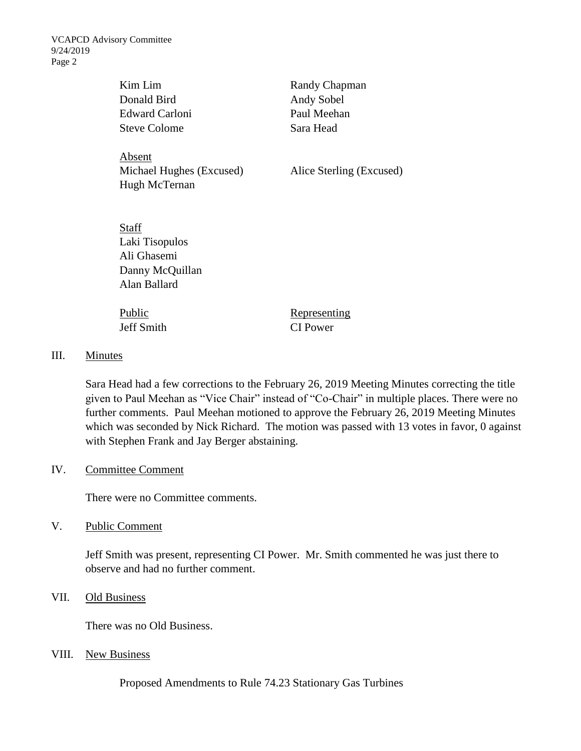| | |
|---|---|
| Kim Lim | Randy Chapman |
| Donald Bird | Andy Sobel |
| Edward Carloni | Paul Meehan |
| Steve Colome | Sara Head |

Absent

| | |
|---|---|
| Michael Hughes (Excused) | Alice Sterling (Excused) |
| Hugh McTernan | |

Staff

Laki Tisopulos
Ali Ghasemi
Danny McQuillan
Alan Ballard

| Public | Representing |
|---|---|
| Jeff Smith | CI Power |

## III. Minutes

Sara Head had a few corrections to the February 26, 2019 Meeting Minutes correcting the title given to Paul Meehan as "Vice Chair" instead of "Co-Chair" in multiple places. There were no further comments. Paul Meehan motioned to approve the February 26, 2019 Meeting Minutes which was seconded by Nick Richard. The motion was passed with 13 votes in favor, 0 against with Stephen Frank and Jay Berger abstaining.

## IV. Committee Comment

There were no Committee comments.

## V. Public Comment

Jeff Smith was present, representing CI Power. Mr. Smith commented he was just there to observe and had no further comment.

## VII. Old Business

There was no Old Business.

## VIII. New Business

Proposed Amendments to Rule 74.23 Stationary Gas Turbines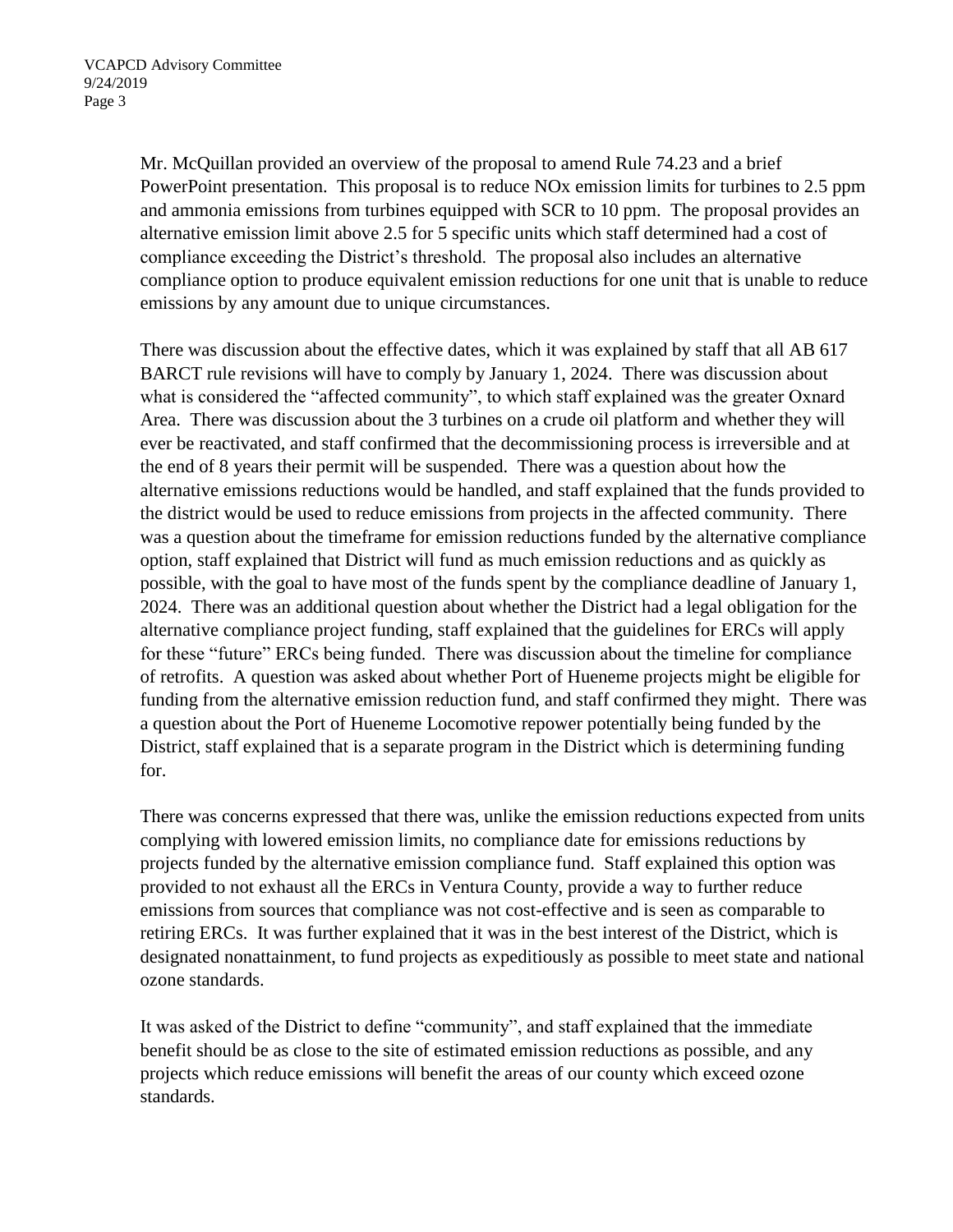Mr. McQuillan provided an overview of the proposal to amend Rule 74.23 and a brief PowerPoint presentation. This proposal is to reduce NOx emission limits for turbines to 2.5 ppm and ammonia emissions from turbines equipped with SCR to 10 ppm. The proposal provides an alternative emission limit above 2.5 for 5 specific units which staff determined had a cost of compliance exceeding the District's threshold. The proposal also includes an alternative compliance option to produce equivalent emission reductions for one unit that is unable to reduce emissions by any amount due to unique circumstances.

There was discussion about the effective dates, which it was explained by staff that all AB 617 BARCT rule revisions will have to comply by January 1, 2024. There was discussion about what is considered the "affected community", to which staff explained was the greater Oxnard Area. There was discussion about the 3 turbines on a crude oil platform and whether they will ever be reactivated, and staff confirmed that the decommissioning process is irreversible and at the end of 8 years their permit will be suspended. There was a question about how the alternative emissions reductions would be handled, and staff explained that the funds provided to the district would be used to reduce emissions from projects in the affected community. There was a question about the timeframe for emission reductions funded by the alternative compliance option, staff explained that District will fund as much emission reductions and as quickly as possible, with the goal to have most of the funds spent by the compliance deadline of January 1, 2024. There was an additional question about whether the District had a legal obligation for the alternative compliance project funding, staff explained that the guidelines for ERCs will apply for these "future" ERCs being funded. There was discussion about the timeline for compliance of retrofits. A question was asked about whether Port of Hueneme projects might be eligible for funding from the alternative emission reduction fund, and staff confirmed they might. There was a question about the Port of Hueneme Locomotive repower potentially being funded by the District, staff explained that is a separate program in the District which is determining funding for.

There was concerns expressed that there was, unlike the emission reductions expected from units complying with lowered emission limits, no compliance date for emissions reductions by projects funded by the alternative emission compliance fund. Staff explained this option was provided to not exhaust all the ERCs in Ventura County, provide a way to further reduce emissions from sources that compliance was not cost-effective and is seen as comparable to retiring ERCs. It was further explained that it was in the best interest of the District, which is designated nonattainment, to fund projects as expeditiously as possible to meet state and national ozone standards.

It was asked of the District to define "community", and staff explained that the immediate benefit should be as close to the site of estimated emission reductions as possible, and any projects which reduce emissions will benefit the areas of our county which exceed ozone standards.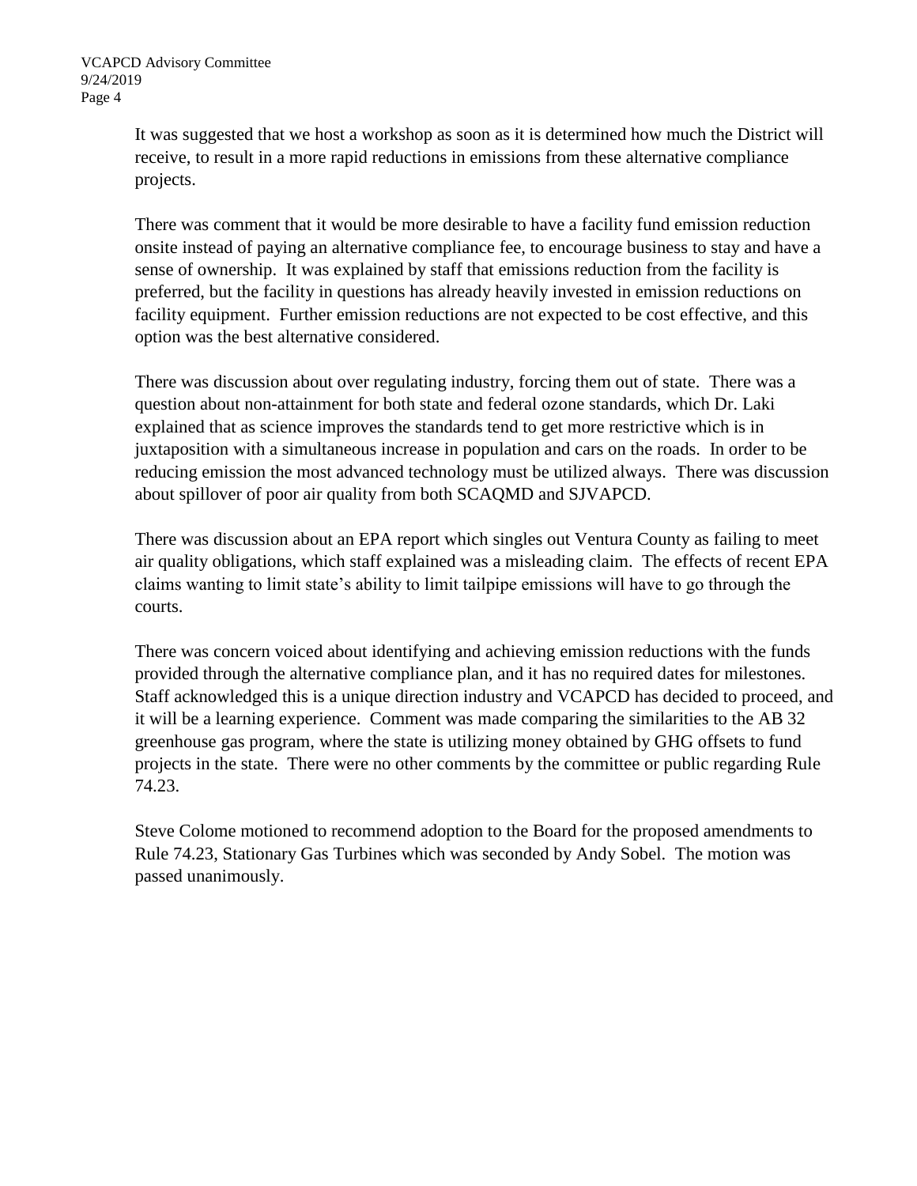It was suggested that we host a workshop as soon as it is determined how much the District will receive, to result in a more rapid reductions in emissions from these alternative compliance projects.

There was comment that it would be more desirable to have a facility fund emission reduction onsite instead of paying an alternative compliance fee, to encourage business to stay and have a sense of ownership. It was explained by staff that emissions reduction from the facility is preferred, but the facility in questions has already heavily invested in emission reductions on facility equipment. Further emission reductions are not expected to be cost effective, and this option was the best alternative considered.

There was discussion about over regulating industry, forcing them out of state. There was a question about non-attainment for both state and federal ozone standards, which Dr. Laki explained that as science improves the standards tend to get more restrictive which is in juxtaposition with a simultaneous increase in population and cars on the roads. In order to be reducing emission the most advanced technology must be utilized always. There was discussion about spillover of poor air quality from both SCAQMD and SJVAPCD.

There was discussion about an EPA report which singles out Ventura County as failing to meet air quality obligations, which staff explained was a misleading claim. The effects of recent EPA claims wanting to limit state's ability to limit tailpipe emissions will have to go through the courts.

There was concern voiced about identifying and achieving emission reductions with the funds provided through the alternative compliance plan, and it has no required dates for milestones. Staff acknowledged this is a unique direction industry and VCAPCD has decided to proceed, and it will be a learning experience. Comment was made comparing the similarities to the AB 32 greenhouse gas program, where the state is utilizing money obtained by GHG offsets to fund projects in the state. There were no other comments by the committee or public regarding Rule 74.23.

Steve Colome motioned to recommend adoption to the Board for the proposed amendments to Rule 74.23, Stationary Gas Turbines which was seconded by Andy Sobel. The motion was passed unanimously.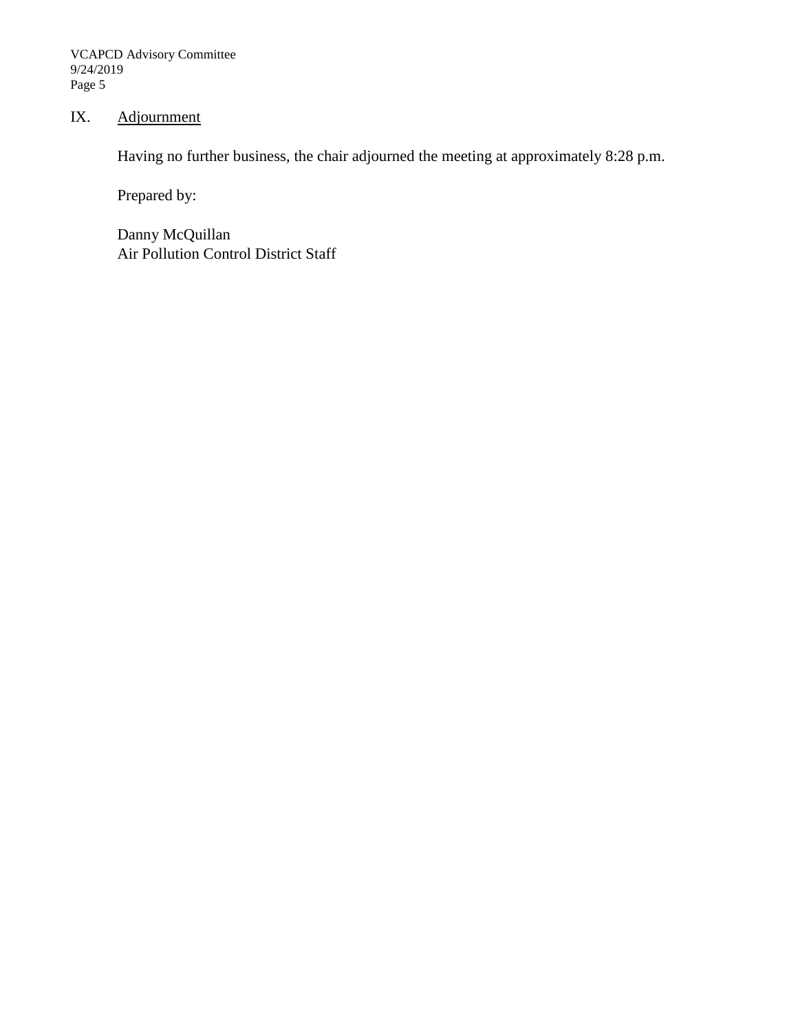## IX. Adjournment

Having no further business, the chair adjourned the meeting at approximately 8:28 p.m.

Prepared by:

Danny McQuillan
Air Pollution Control District Staff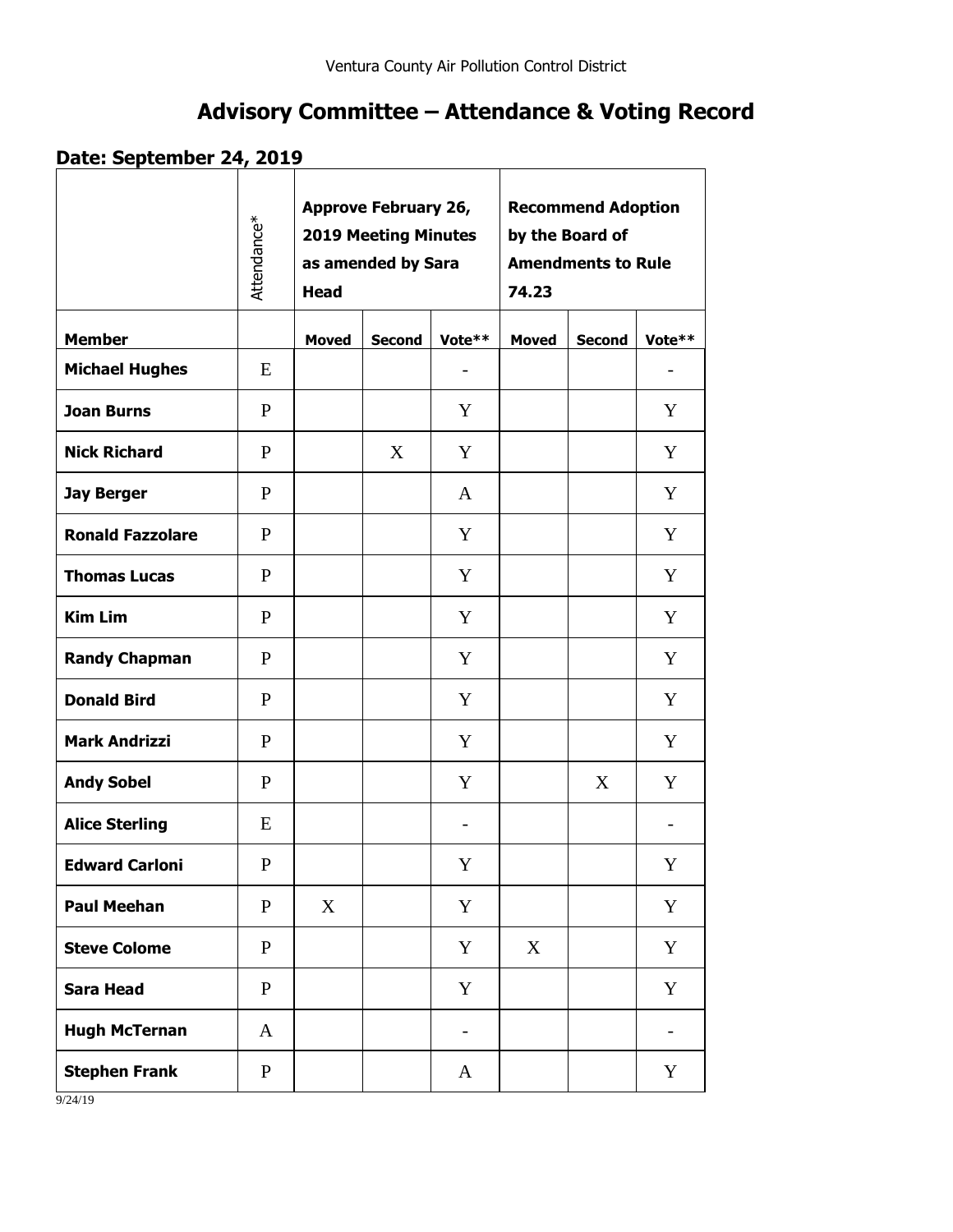Ventura County Air Pollution Control District

# Advisory Committee – Attendance & Voting Record

## Date: September 24, 2019

| | Attendance* | Approve February 26, 2019 Meeting Minutes as amended by Sara Head | | | Recommend Adoption by the Board of Amendments to Rule 74.23 | | |
|---|---|---|---|---|---|---|---|
| **Member** | | **Moved** | **Second** | **Vote**** | **Moved** | **Second** | **Vote**** |
| **Michael Hughes** | E | | | - | | | - |
| **Joan Burns** | P | | | Y | | | Y |
| **Nick Richard** | P | | X | Y | | | Y |
| **Jay Berger** | P | | | A | | | Y |
| **Ronald Fazzolare** | P | | | Y | | | Y |
| **Thomas Lucas** | P | | | Y | | | Y |
| **Kim Lim** | P | | | Y | | | Y |
| **Randy Chapman** | P | | | Y | | | Y |
| **Donald Bird** | P | | | Y | | | Y |
| **Mark Andrizzi** | P | | | Y | | | Y |
| **Andy Sobel** | P | | | Y | | X | Y |
| **Alice Sterling** | E | | | - | | | - |
| **Edward Carloni** | P | | | Y | | | Y |
| **Paul Meehan** | P | X | | Y | | | Y |
| **Steve Colome** | P | | | Y | X | | Y |
| **Sara Head** | P | | | Y | | | Y |
| **Hugh McTernan** | A | | | - | | | - |
| **Stephen Frank** | P | | | A | | | Y |

9/24/19